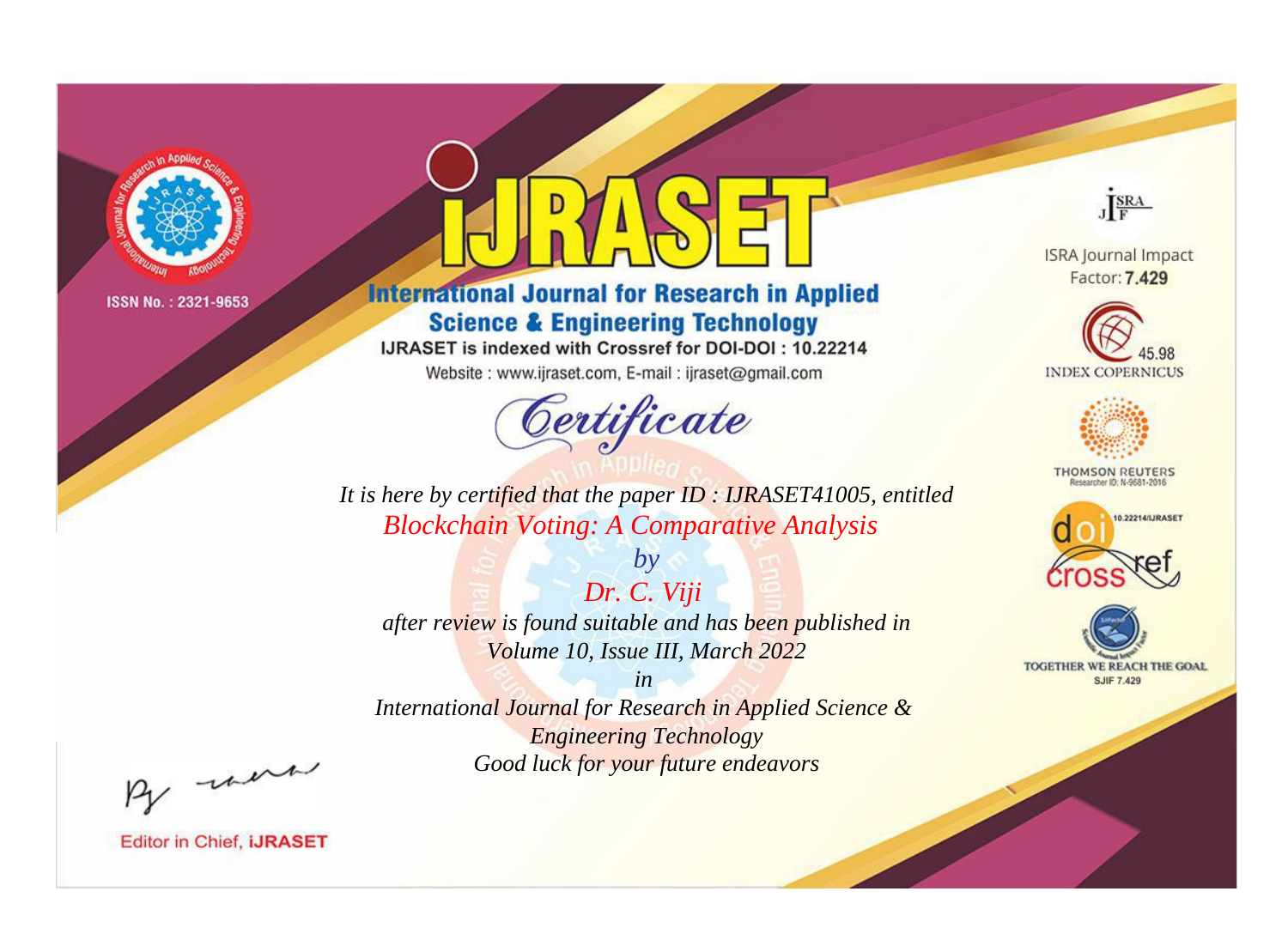ISSN No. : 2321-9653

# IJRASET

## International Journal for Research in Applied Science & Engineering Technology

IJRASET is indexed with Crossref for DOI-DOI : 10.22214

Website : www.ijraset.com, E-mail : ijraset@gmail.com

# Certificate

*It is here by certified that the paper ID : IJRASET41005, entitled*

*Blockchain Voting: A Comparative Analysis*

*by*

*Dr. C. Viji*

*after review is found suitable and has been published in*

*Volume 10, Issue III, March 2022*

*in*

*International Journal for Research in Applied Science & Engineering Technology*

*Good luck for your future endeavors*

ISRA Journal Impact Factor: **7.429**

45.98 INDEX COPERNICUS

THOMSON REUTERS Researcher ID: N-9681-2016

10.22214/IJRASET

TOGETHER WE REACH THE GOAL SJIF 7.429

Editor in Chief, **IJRASET**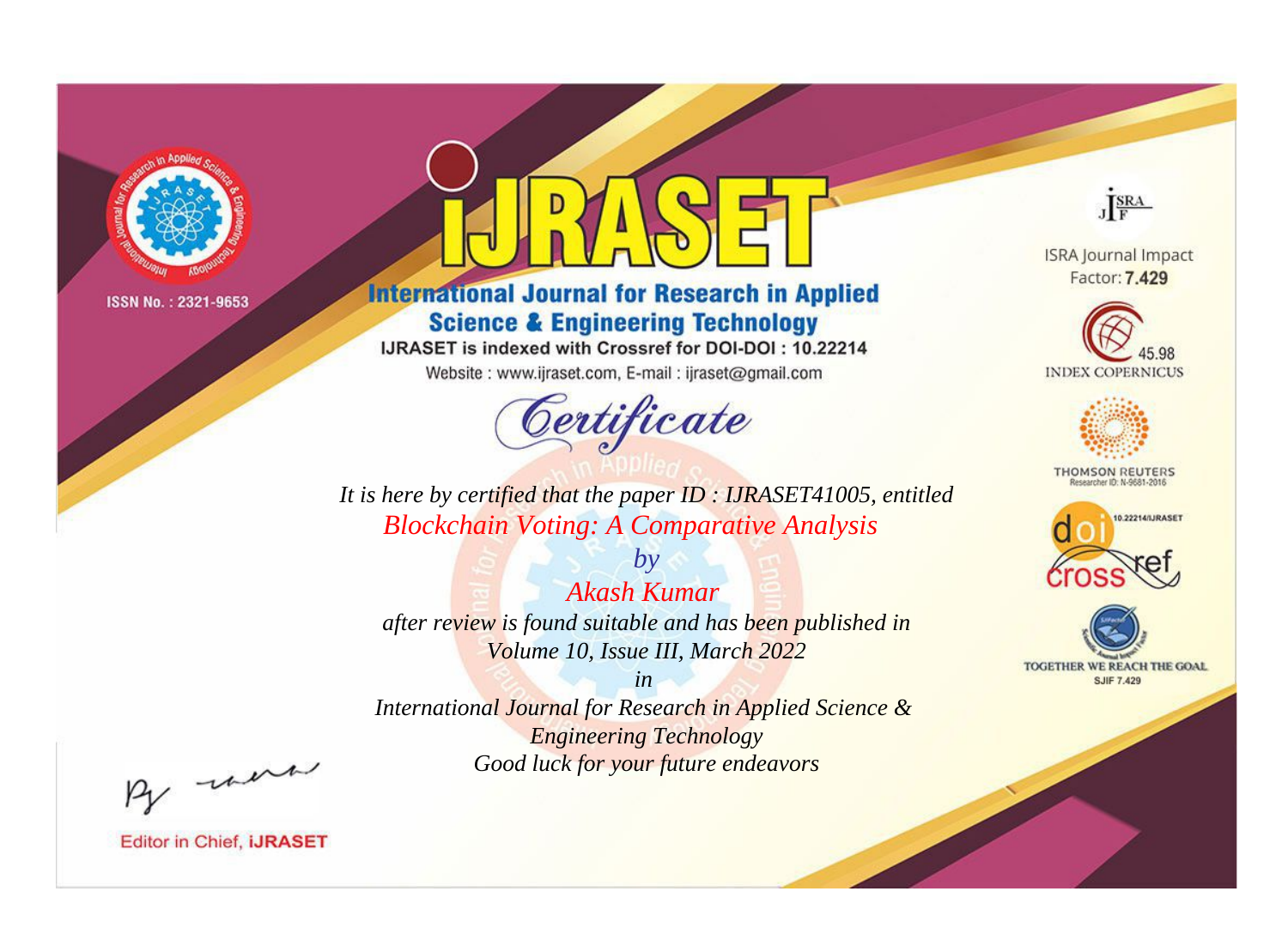ISSN No. : 2321-9653

# IJRASET

## International Journal for Research in Applied Science & Engineering Technology

IJRASET is indexed with Crossref for DOI-DOI : 10.22214

Website : www.ijraset.com, E-mail : ijraset@gmail.com

*Certificate*

*It is here by certified that the paper ID : IJRASET41005, entitled*

*Blockchain Voting: A Comparative Analysis*

*by*

*Akash Kumar*

*after review is found suitable and has been published in*

*Volume 10, Issue III, March 2022*

*in*

*International Journal for Research in Applied Science & Engineering Technology*

*Good luck for your future endeavors*

Editor in Chief, iJRASET

ISRA Journal Impact Factor: **7.429**

45.98 INDEX COPERNICUS

THOMSON REUTERS Researcher ID: N-9681-2016

10.22214/IJRASET

TOGETHER WE REACH THE GOAL SJIF 7.429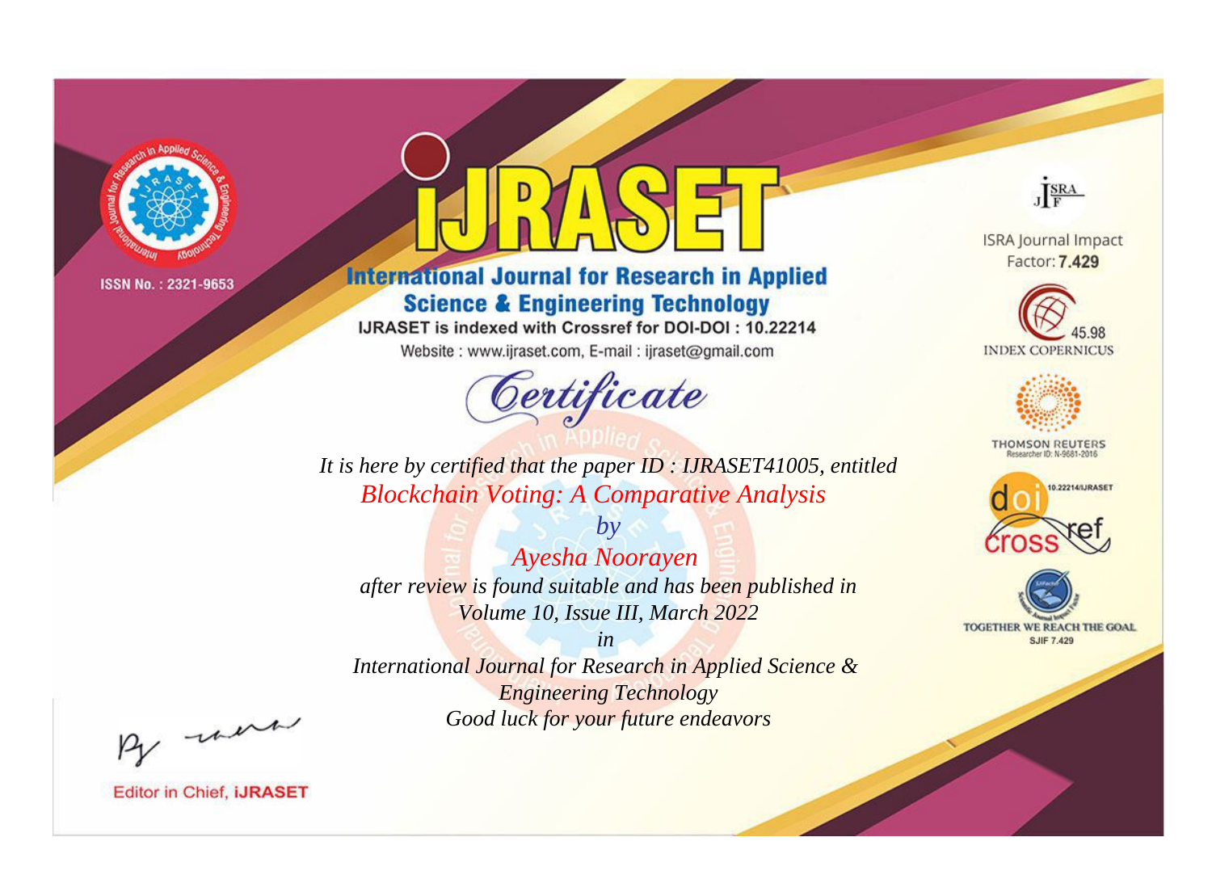ISSN No. : 2321-9653

# iJRASET

## International Journal for Research in Applied Science & Engineering Technology

IJRASET is indexed with Crossref for DOI-DOI : 10.22214

Website : www.ijraset.com, E-mail : ijraset@gmail.com

ISRA Journal Impact Factor: **7.429**

45.98 INDEX COPERNICUS

THOMSON REUTERS Researcher ID: N-9681-2016

10.22214/IJRASET

TOGETHER WE REACH THE GOAL SJIF 7.429

*Certificate*

*It is here by certified that the paper ID : IJRASET41005, entitled*

*Blockchain Voting: A Comparative Analysis*

*by*

*Ayesha Noorayen*

*after review is found suitable and has been published in*

*Volume 10, Issue III, March 2022*

*in*

*International Journal for Research in Applied Science & Engineering Technology*

*Good luck for your future endeavors*

Editor in Chief, **iJRASET**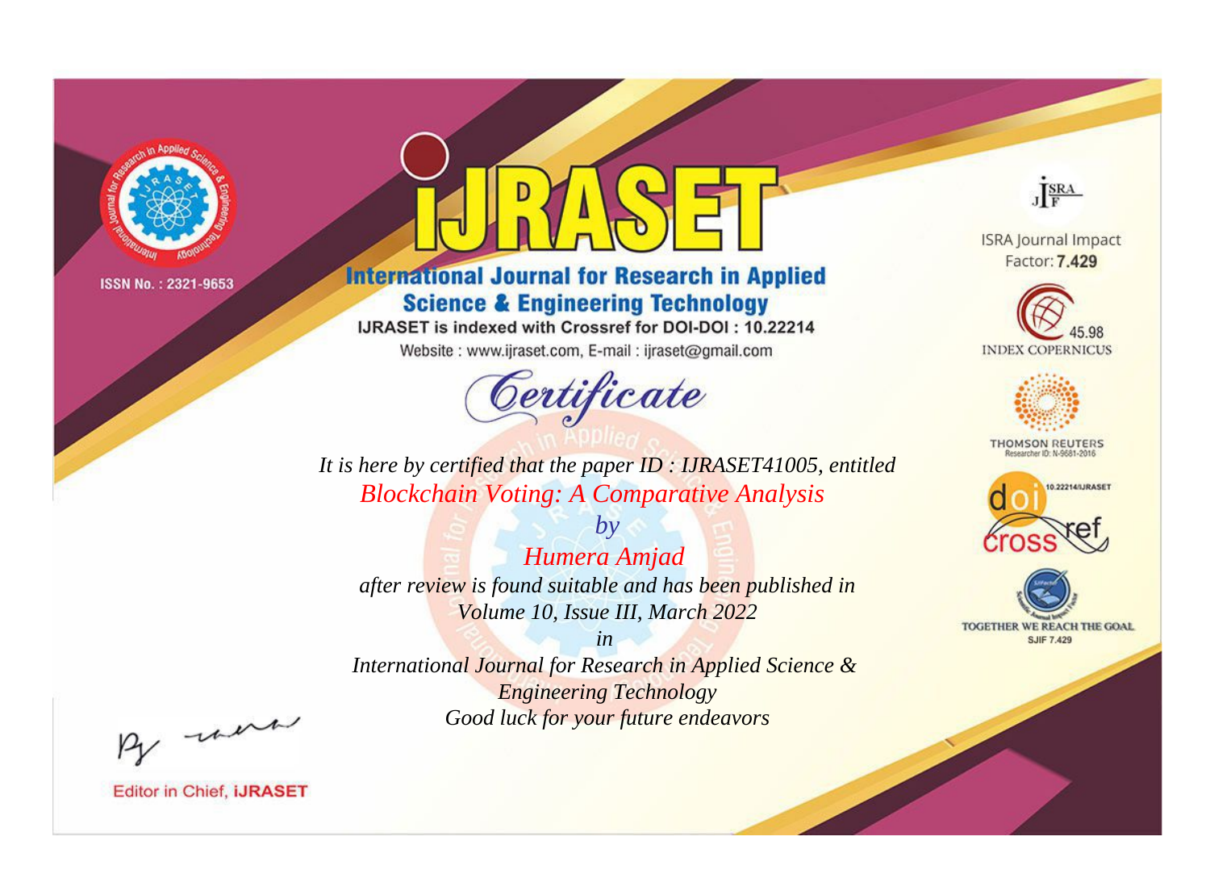ISSN No. : 2321-9653

# iJRASET

## International Journal for Research in Applied Science & Engineering Technology

IJRASET is indexed with Crossref for DOI-DOI : 10.22214

Website : www.ijraset.com, E-mail : ijraset@gmail.com

# Certificate

*It is here by certified that the paper ID : IJRASET41005, entitled*

*Blockchain Voting: A Comparative Analysis*

*by*

*Humera Amjad*

*after review is found suitable and has been published in*

*Volume 10, Issue III, March 2022*

*in*

*International Journal for Research in Applied Science & Engineering Technology*

*Good luck for your future endeavors*

ISRA Journal Impact Factor: **7.429**

45.98 INDEX COPERNICUS

THOMSON REUTERS Researcher ID: N-9681-2016

10.22214/IJRASET doi crossref

TOGETHER WE REACH THE GOAL SJIF 7.429

Editor in Chief, **iJRASET**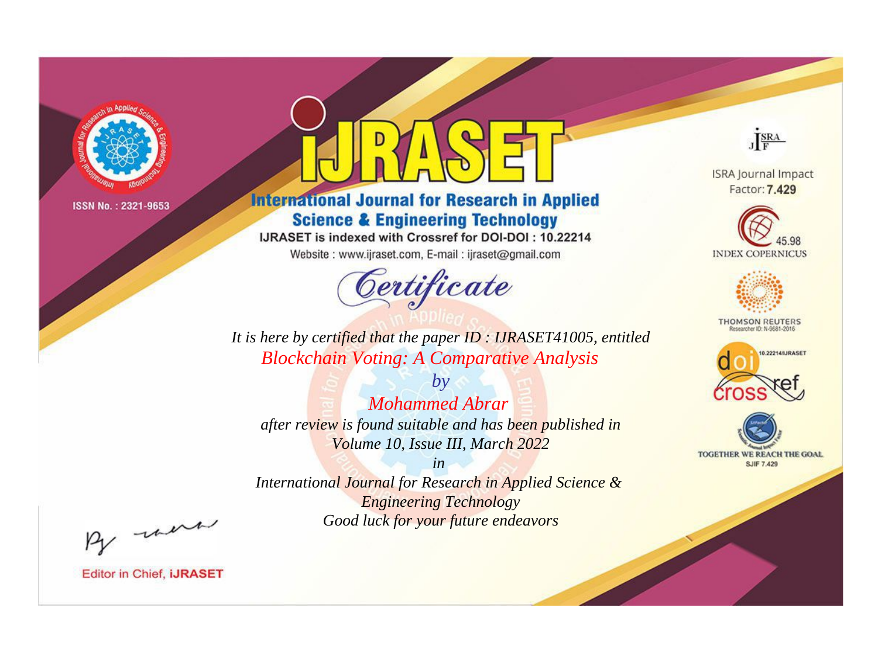ISSN No. : 2321-9653

# iJRASET

## International Journal for Research in Applied Science & Engineering Technology

IJRASET is indexed with Crossref for DOI-DOI : 10.22214

Website : www.ijraset.com, E-mail : ijraset@gmail.com

# Certificate

*It is here by certified that the paper ID : IJRASET41005, entitled*

*Blockchain Voting: A Comparative Analysis*

*by*

*Mohammed Abrar*

*after review is found suitable and has been published in*

*Volume 10, Issue III, March 2022*

*in*

*International Journal for Research in Applied Science & Engineering Technology*

*Good luck for your future endeavors*

ISRA Journal Impact Factor: **7.429**

45.98 INDEX COPERNICUS

THOMSON REUTERS Researcher ID: N-9681-2016

10.22214/IJRASET

TOGETHER WE REACH THE GOAL SJIF 7.429

Editor in Chief, **iJRASET**